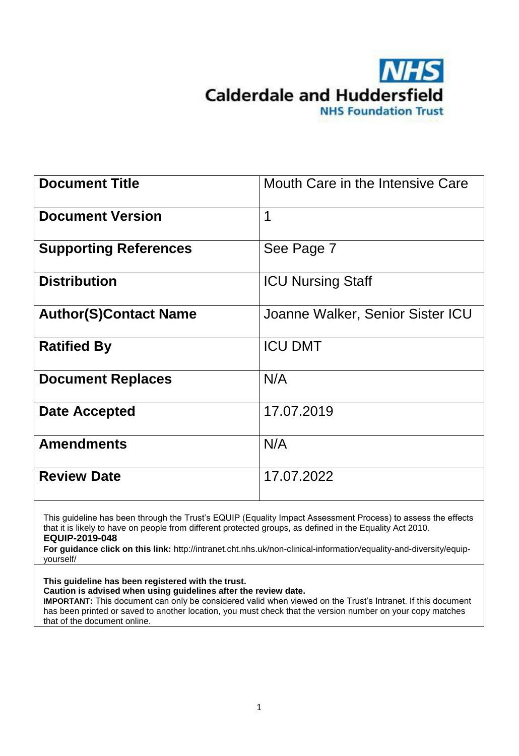NHS
Calderdale and Huddersfield
NHS Foundation Trust

| **Document Title** | Mouth Care in the Intensive Care |
| --- | --- |
| **Document Version** | 1 |
| **Supporting References** | See Page 7 |
| **Distribution** | ICU Nursing Staff |
| **Author(S)Contact Name** | Joanne Walker, Senior Sister ICU |
| **Ratified By** | ICU DMT |
| **Document Replaces** | N/A |
| **Date Accepted** | 17.07.2019 |
| **Amendments** | N/A |
| **Review Date** | 17.07.2022 |

This guideline has been through the Trust's EQUIP (Equality Impact Assessment Process) to assess the effects that it is likely to have on people from different protected groups, as defined in the Equality Act 2010.
**EQUIP-2019-048**
**For guidance click on this link:** http://intranet.cht.nhs.uk/non-clinical-information/equality-and-diversity/equip-yourself/

**This guideline has been registered with the trust.**
**Caution is advised when using guidelines after the review date.**
**IMPORTANT:** This document can only be considered valid when viewed on the Trust's Intranet. If this document has been printed or saved to another location, you must check that the version number on your copy matches that of the document online.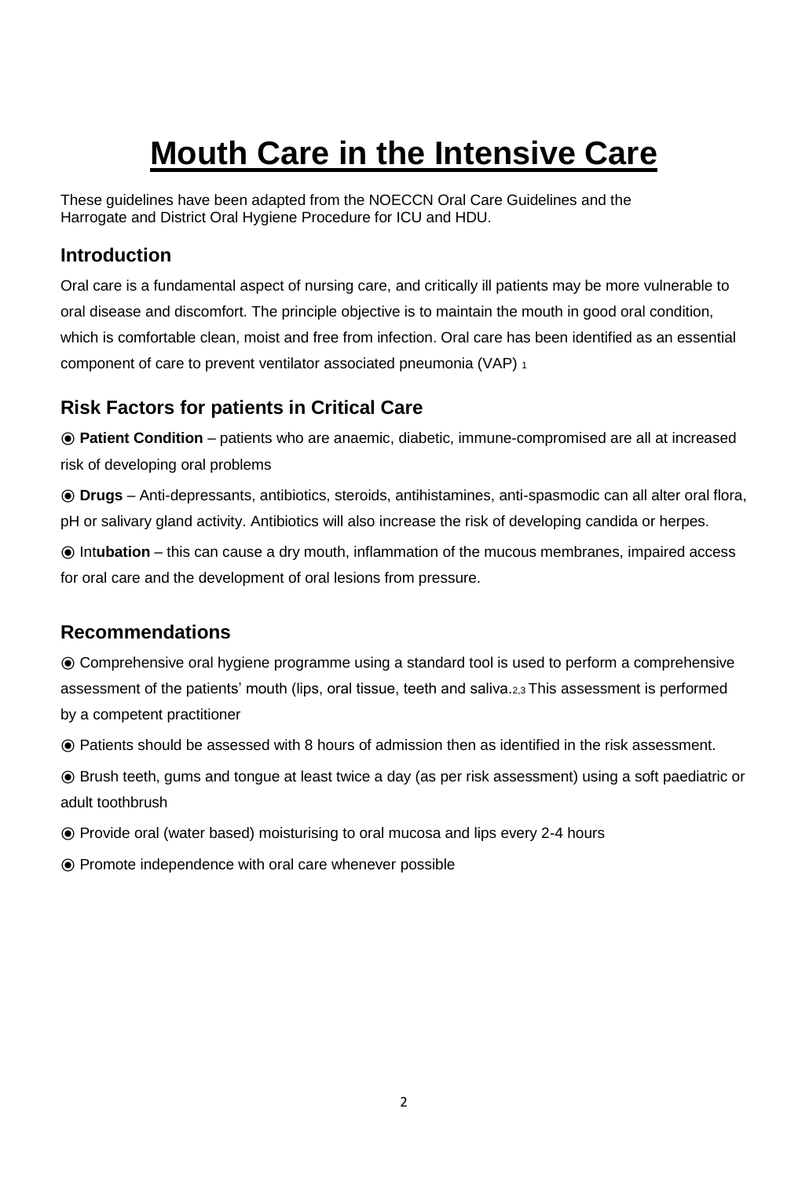# Mouth Care in the Intensive Care

These guidelines have been adapted from the NOECCN Oral Care Guidelines and the Harrogate and District Oral Hygiene Procedure for ICU and HDU.

## Introduction

Oral care is a fundamental aspect of nursing care, and critically ill patients may be more vulnerable to oral disease and discomfort. The principle objective is to maintain the mouth in good oral condition, which is comfortable clean, moist and free from infection. Oral care has been identified as an essential component of care to prevent ventilator associated pneumonia (VAP) [1]

## Risk Factors for patients in Critical Care

◉ **Patient Condition** – patients who are anaemic, diabetic, immune-compromised are all at increased risk of developing oral problems

◉ **Drugs** – Anti-depressants, antibiotics, steroids, antihistamines, anti-spasmodic can all alter oral flora, pH or salivary gland activity. Antibiotics will also increase the risk of developing candida or herpes.

◉ Int**ubation** – this can cause a dry mouth, inflammation of the mucous membranes, impaired access for oral care and the development of oral lesions from pressure.

## Recommendations

◉ Comprehensive oral hygiene programme using a standard tool is used to perform a comprehensive assessment of the patients' mouth (lips, oral tissue, teeth and saliva.[2,3] This assessment is performed by a competent practitioner

◉ Patients should be assessed with 8 hours of admission then as identified in the risk assessment.

◉ Brush teeth, gums and tongue at least twice a day (as per risk assessment) using a soft paediatric or adult toothbrush

◉ Provide oral (water based) moisturising to oral mucosa and lips every 2-4 hours

◉ Promote independence with oral care whenever possible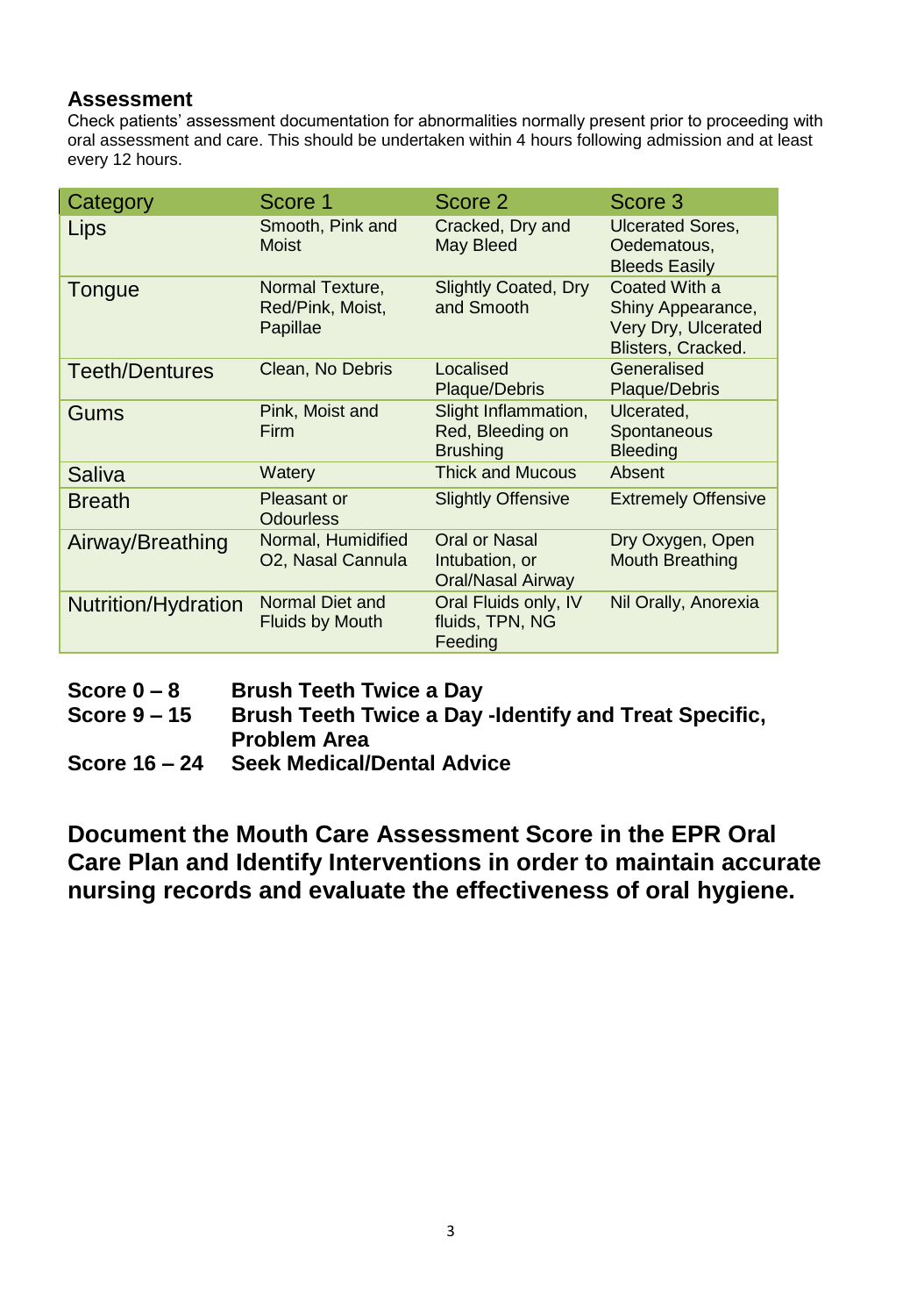## Assessment

Check patients' assessment documentation for abnormalities normally present prior to proceeding with oral assessment and care. This should be undertaken within 4 hours following admission and at least every 12 hours.

| Category | Score 1 | Score 2 | Score 3 |
|---|---|---|---|
| Lips | Smooth, Pink and Moist | Cracked, Dry and May Bleed | Ulcerated Sores, Oedematous, Bleeds Easily |
| Tongue | Normal Texture, Red/Pink, Moist, Papillae | Slightly Coated, Dry and Smooth | Coated With a Shiny Appearance, Very Dry, Ulcerated Blisters, Cracked. |
| Teeth/Dentures | Clean, No Debris | Localised Plaque/Debris | Generalised Plaque/Debris |
| Gums | Pink, Moist and Firm | Slight Inflammation, Red, Bleeding on Brushing | Ulcerated, Spontaneous Bleeding |
| Saliva | Watery | Thick and Mucous | Absent |
| Breath | Pleasant or Odourless | Slightly Offensive | Extremely Offensive |
| Airway/Breathing | Normal, Humidified O2, Nasal Cannula | Oral or Nasal Intubation, or Oral/Nasal Airway | Dry Oxygen, Open Mouth Breathing |
| Nutrition/Hydration | Normal Diet and Fluids by Mouth | Oral Fluids only, IV fluids, TPN, NG Feeding | Nil Orally, Anorexia |

**Score 0 – 8** **Brush Teeth Twice a Day**

**Score 9 – 15** **Brush Teeth Twice a Day -Identify and Treat Specific, Problem Area**

**Score 16 – 24** **Seek Medical/Dental Advice**

**Document the Mouth Care Assessment Score in the EPR Oral Care Plan and Identify Interventions in order to maintain accurate nursing records and evaluate the effectiveness of oral hygiene.**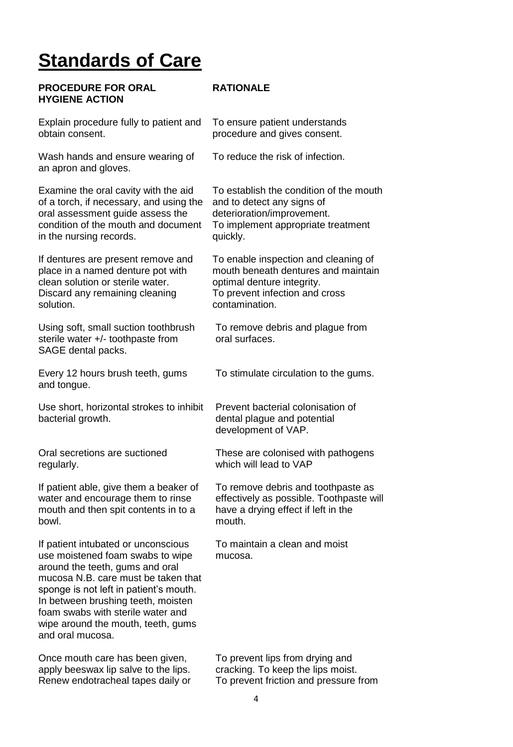# Standards of Care

| PROCEDURE FOR ORAL HYGIENE ACTION | RATIONALE |
|---|---|
| Explain procedure fully to patient and obtain consent. | To ensure patient understands procedure and gives consent. |
| Wash hands and ensure wearing of an apron and gloves. | To reduce the risk of infection. |
| Examine the oral cavity with the aid of a torch, if necessary, and using the oral assessment guide assess the condition of the mouth and document in the nursing records. | To establish the condition of the mouth and to detect any signs of deterioration/improvement. To implement appropriate treatment quickly. |
| If dentures are present remove and place in a named denture pot with clean solution or sterile water. Discard any remaining cleaning solution. | To enable inspection and cleaning of mouth beneath dentures and maintain optimal denture integrity. To prevent infection and cross contamination. |
| Using soft, small suction toothbrush sterile water +/- toothpaste from SAGE dental packs. | To remove debris and plague from oral surfaces. |
| Every 12 hours brush teeth, gums and tongue. | To stimulate circulation to the gums. |
| Use short, horizontal strokes to inhibit bacterial growth. | Prevent bacterial colonisation of dental plague and potential development of VAP. |
| Oral secretions are suctioned regularly. | These are colonised with pathogens which will lead to VAP |
| If patient able, give them a beaker of water and encourage them to rinse mouth and then spit contents in to a bowl. | To remove debris and toothpaste as effectively as possible. Toothpaste will have a drying effect if left in the mouth. |
| If patient intubated or unconscious use moistened foam swabs to wipe around the teeth, gums and oral mucosa N.B. care must be taken that sponge is not left in patient's mouth. In between brushing teeth, moisten foam swabs with sterile water and wipe around the mouth, teeth, gums and oral mucosa. | To maintain a clean and moist mucosa. |
| Once mouth care has been given, apply beeswax lip salve to the lips. Renew endotracheal tapes daily or | To prevent lips from drying and cracking. To keep the lips moist. To prevent friction and pressure from |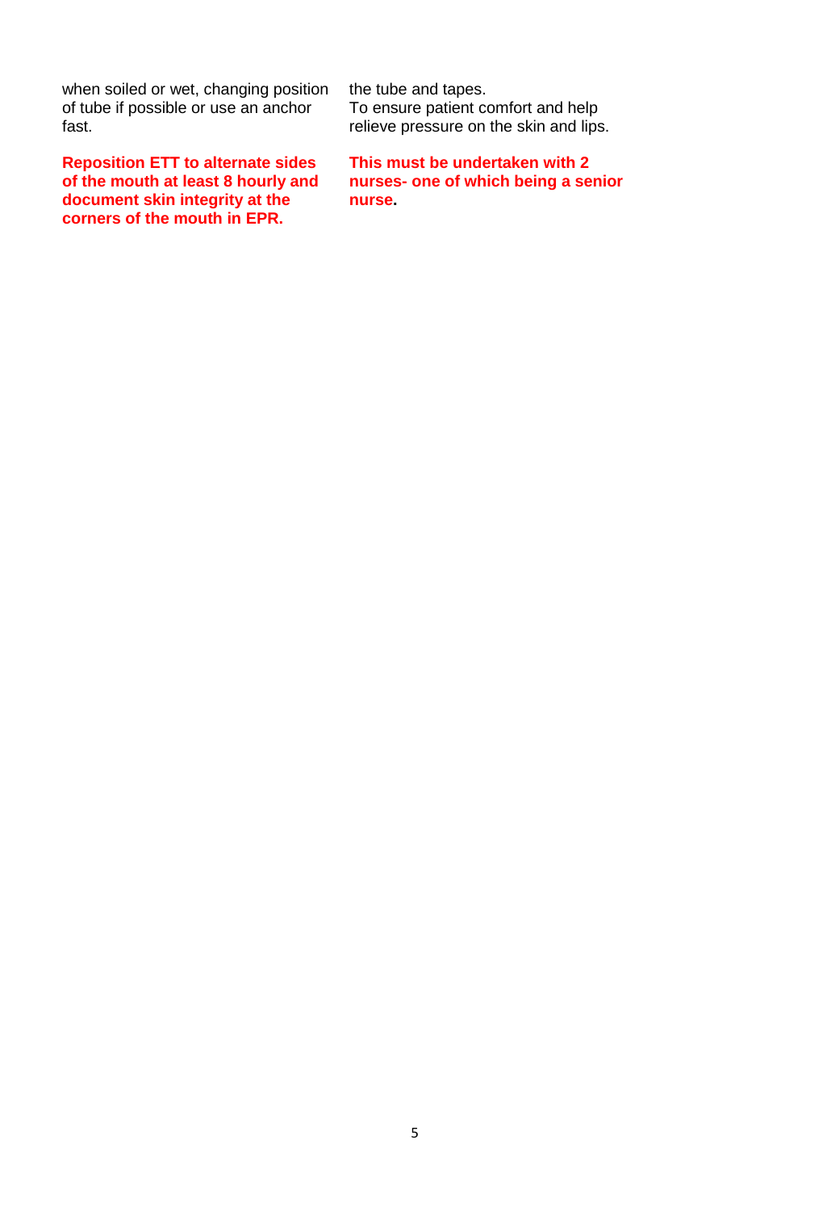| | |
|---|---|
| when soiled or wet, changing position of tube if possible or use an anchor fast. | the tube and tapes. To ensure patient comfort and help relieve pressure on the skin and lips. |
| **Reposition ETT to alternate sides of the mouth at least 8 hourly and document skin integrity at the corners of the mouth in EPR.** | **This must be undertaken with 2 nurses- one of which being a senior nurse.** |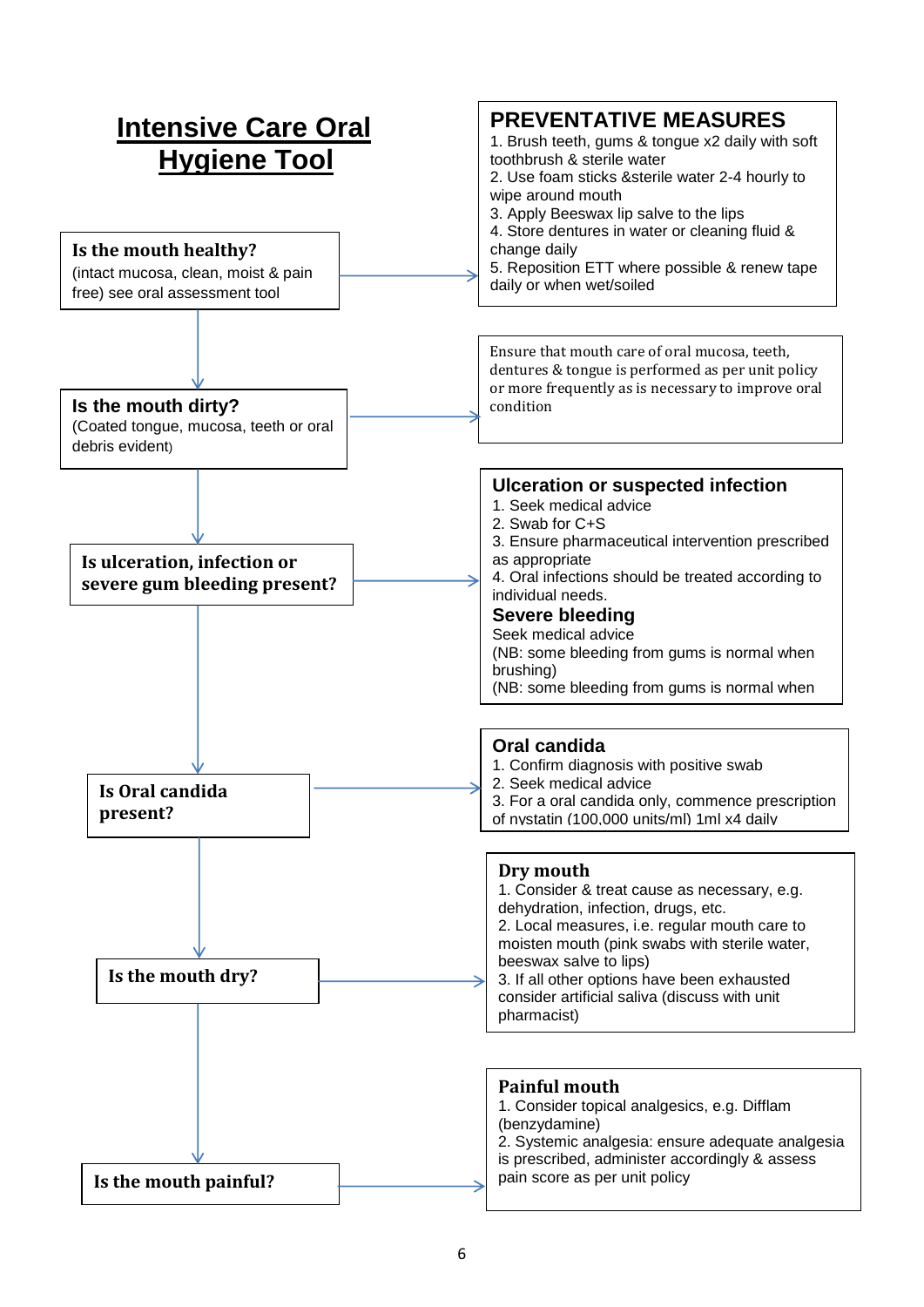# Intensive Care Oral Hygiene Tool

**Is the mouth healthy?**
(intact mucosa, clean, moist & pain free) see oral assessment tool

→ **PREVENTATIVE MEASURES**

1. Brush teeth, gums & tongue x2 daily with soft toothbrush & sterile water
2. Use foam sticks &sterile water 2-4 hourly to wipe around mouth
3. Apply Beeswax lip salve to the lips
4. Store dentures in water or cleaning fluid & change daily
5. Reposition ETT where possible & renew tape daily or when wet/soiled

**Is the mouth dirty?**
(Coated tongue, mucosa, teeth or oral debris evident)

→ Ensure that mouth care of oral mucosa, teeth, dentures & tongue is performed as per unit policy or more frequently as is necessary to improve oral condition

**Is ulceration, infection or severe gum bleeding present?**

→ **Ulceration or suspected infection**

1. Seek medical advice
2. Swab for C+S
3. Ensure pharmaceutical intervention prescribed as appropriate
4. Oral infections should be treated according to individual needs.

**Severe bleeding**

Seek medical advice
(NB: some bleeding from gums is normal when brushing)
(NB: some bleeding from gums is normal when

**Is Oral candida present?**

→ **Oral candida**

1. Confirm diagnosis with positive swab
2. Seek medical advice
3. For a oral candida only, commence prescription of nystatin (100,000 units/ml) 1ml x4 daily

**Is the mouth dry?**

→ **Dry mouth**

1. Consider & treat cause as necessary, e.g. dehydration, infection, drugs, etc.
2. Local measures, i.e. regular mouth care to moisten mouth (pink swabs with sterile water, beeswax salve to lips)
3. If all other options have been exhausted consider artificial saliva (discuss with unit pharmacist)

**Is the mouth painful?**

→ **Painful mouth**

1. Consider topical analgesics, e.g. Difflam (benzydamine)
2. Systemic analgesia: ensure adequate analgesia is prescribed, administer accordingly & assess pain score as per unit policy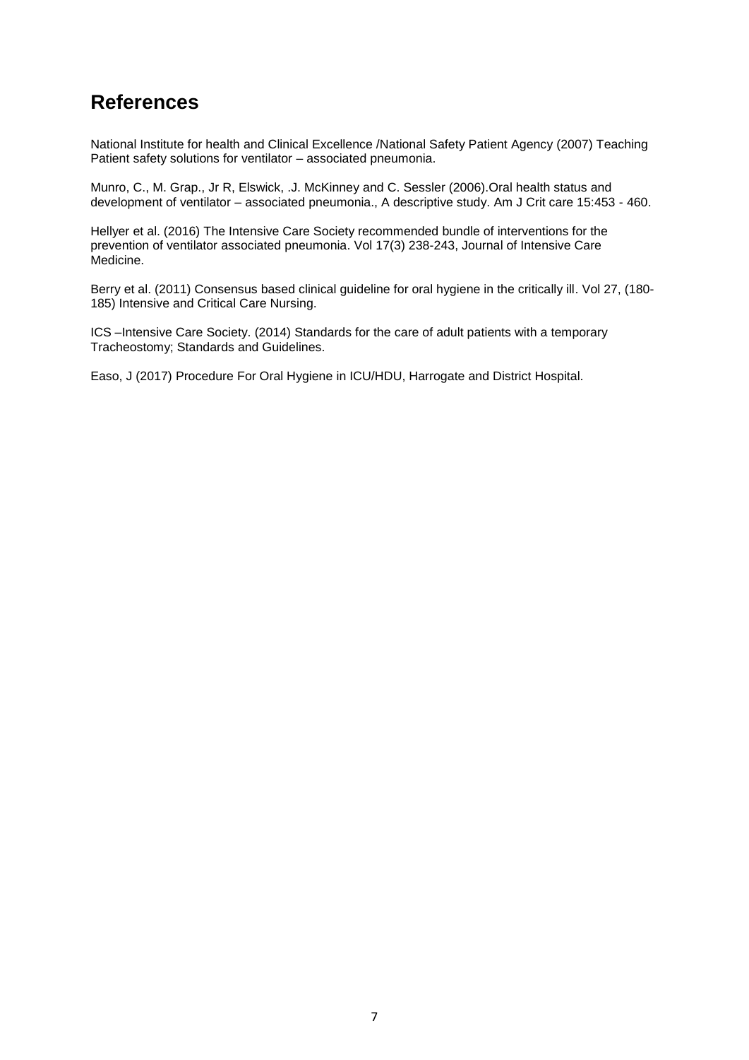## References

National Institute for health and Clinical Excellence /National Safety Patient Agency (2007) Teaching Patient safety solutions for ventilator – associated pneumonia.

Munro, C., M. Grap., Jr R, Elswick, .J. McKinney and C. Sessler (2006).Oral health status and development of ventilator – associated pneumonia., A descriptive study. Am J Crit care 15:453 - 460.

Hellyer et al. (2016) The Intensive Care Society recommended bundle of interventions for the prevention of ventilator associated pneumonia. Vol 17(3) 238-243, Journal of Intensive Care Medicine.

Berry et al. (2011) Consensus based clinical guideline for oral hygiene in the critically ill. Vol 27, (180-185) Intensive and Critical Care Nursing.

ICS –Intensive Care Society. (2014) Standards for the care of adult patients with a temporary Tracheostomy; Standards and Guidelines.

Easo, J (2017) Procedure For Oral Hygiene in ICU/HDU, Harrogate and District Hospital.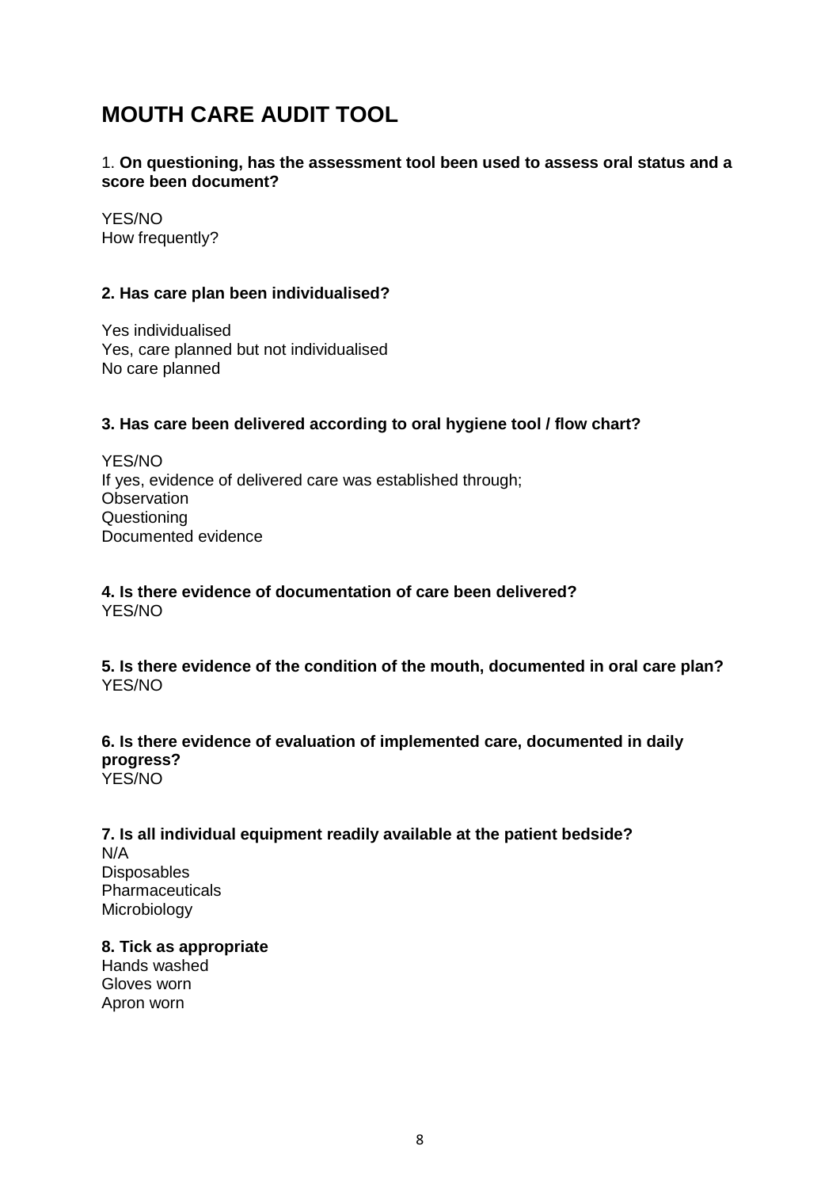# MOUTH CARE AUDIT TOOL

1. **On questioning, has the assessment tool been used to assess oral status and a score been document?**

YES/NO
How frequently?

**2. Has care plan been individualised?**

Yes individualised
Yes, care planned but not individualised
No care planned

**3. Has care been delivered according to oral hygiene tool / flow chart?**

YES/NO
If yes, evidence of delivered care was established through;
Observation
Questioning
Documented evidence

**4. Is there evidence of documentation of care been delivered?**
YES/NO

**5. Is there evidence of the condition of the mouth, documented in oral care plan?**
YES/NO

**6. Is there evidence of evaluation of implemented care, documented in daily progress?**
YES/NO

**7. Is all individual equipment readily available at the patient bedside?**
N/A
Disposables
Pharmaceuticals
Microbiology

**8. Tick as appropriate**
Hands washed
Gloves worn
Apron worn